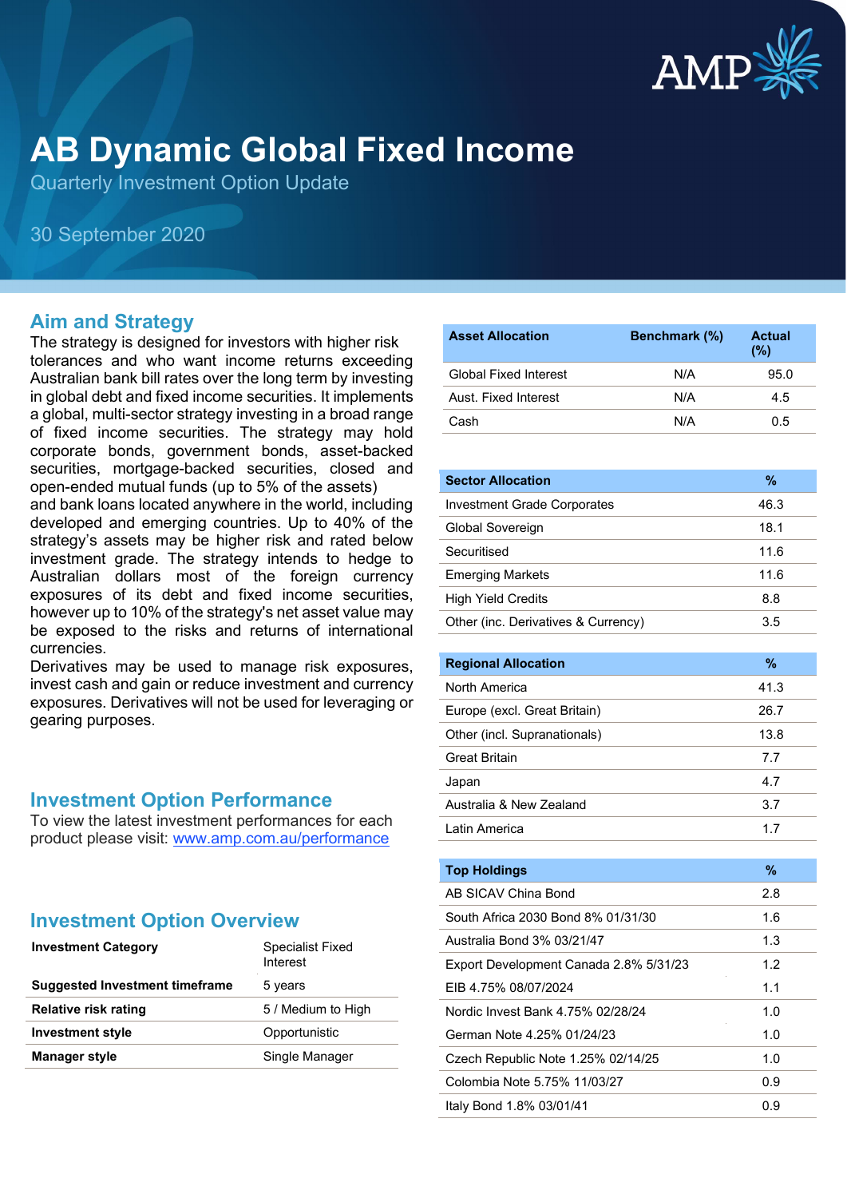# AB Dynamic Global Fixed Income

Quarterly Investment Option Update

30 September 2020

## Aim and Strategy

The strategy is designed for investors with higher risk tolerances and who want income returns exceeding Australian bank bill rates over the long term by investing in global debt and fixed income securities. It implements a global, multi-sector strategy investing in a broad range of fixed income securities. The strategy may hold corporate bonds, government bonds, asset-backed securities, mortgage-backed securities, closed and open-ended mutual funds (up to 5% of the assets) and bank loans located anywhere in the world, including developed and emerging countries. Up to 40% of the strategy's assets may be higher risk and rated below investment grade. The strategy intends to hedge to Australian dollars most of the foreign currency exposures of its debt and fixed income securities, however up to 10% of the strategy's net asset value may be exposed to the risks and returns of international currencies.

Derivatives may be used to manage risk exposures, invest cash and gain or reduce investment and currency exposures. Derivatives will not be used for leveraging or gearing purposes.

## Investment Option Performance

To view the latest investment performances for each product please visit: [www.amp.com.au/performance](www.amp.com.au/performance)

## Investment Option Overview

| | |
|---|---|
| **Investment Category** | Specialist Fixed Interest |
| **Suggested Investment timeframe** | 5 years |
| **Relative risk rating** | 5 / Medium to High |
| **Investment style** | Opportunistic |
| **Manager style** | Single Manager |

| Asset Allocation | Benchmark (%) | Actual (%) |
|---|---|---|
| Global Fixed Interest | N/A | 95.0 |
| Aust. Fixed Interest | N/A | 4.5 |
| Cash | N/A | 0.5 |

| Sector Allocation | % |
|---|---|
| Investment Grade Corporates | 46.3 |
| Global Sovereign | 18.1 |
| Securitised | 11.6 |
| Emerging Markets | 11.6 |
| High Yield Credits | 8.8 |
| Other (inc. Derivatives & Currency) | 3.5 |

| Regional Allocation | % |
|---|---|
| North America | 41.3 |
| Europe (excl. Great Britain) | 26.7 |
| Other (incl. Supranationals) | 13.8 |
| Great Britain | 7.7 |
| Japan | 4.7 |
| Australia & New Zealand | 3.7 |
| Latin America | 1.7 |

| Top Holdings | % |
|---|---|
| AB SICAV China Bond | 2.8 |
| South Africa 2030 Bond 8% 01/31/30 | 1.6 |
| Australia Bond 3% 03/21/47 | 1.3 |
| Export Development Canada 2.8% 5/31/23 | 1.2 |
| EIB 4.75% 08/07/2024 | 1.1 |
| Nordic Invest Bank 4.75% 02/28/24 | 1.0 |
| German Note 4.25% 01/24/23 | 1.0 |
| Czech Republic Note 1.25% 02/14/25 | 1.0 |
| Colombia Note 5.75% 11/03/27 | 0.9 |
| Italy Bond 1.8% 03/01/41 | 0.9 |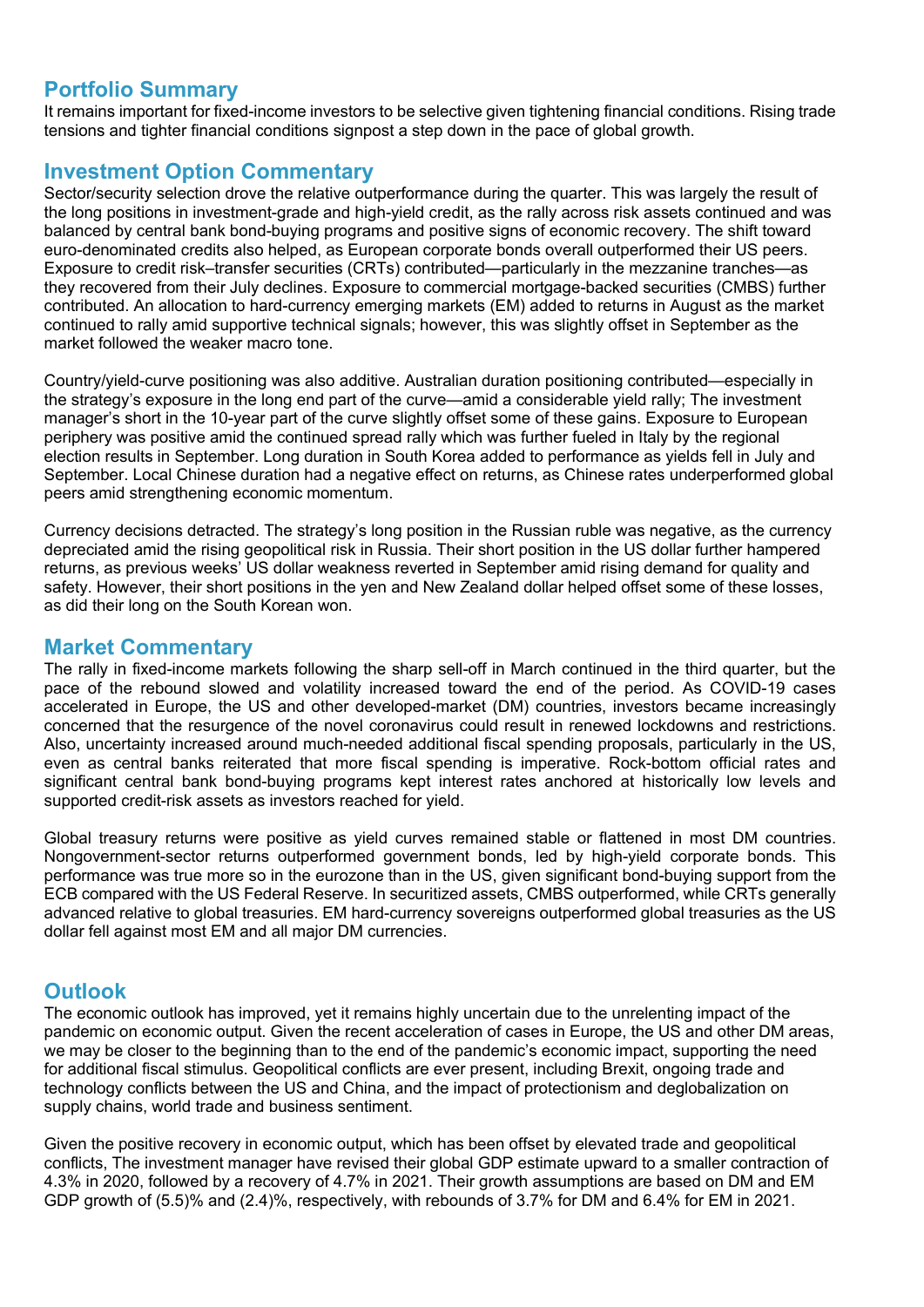## Portfolio Summary

It remains important for fixed-income investors to be selective given tightening financial conditions. Rising trade tensions and tighter financial conditions signpost a step down in the pace of global growth.

## Investment Option Commentary

Sector/security selection drove the relative outperformance during the quarter. This was largely the result of the long positions in investment-grade and high-yield credit, as the rally across risk assets continued and was balanced by central bank bond-buying programs and positive signs of economic recovery. The shift toward euro-denominated credits also helped, as European corporate bonds overall outperformed their US peers. Exposure to credit risk–transfer securities (CRTs) contributed—particularly in the mezzanine tranches—as they recovered from their July declines. Exposure to commercial mortgage-backed securities (CMBS) further contributed. An allocation to hard-currency emerging markets (EM) added to returns in August as the market continued to rally amid supportive technical signals; however, this was slightly offset in September as the market followed the weaker macro tone.

Country/yield-curve positioning was also additive. Australian duration positioning contributed—especially in the strategy's exposure in the long end part of the curve—amid a considerable yield rally; The investment manager's short in the 10-year part of the curve slightly offset some of these gains. Exposure to European periphery was positive amid the continued spread rally which was further fueled in Italy by the regional election results in September. Long duration in South Korea added to performance as yields fell in July and September. Local Chinese duration had a negative effect on returns, as Chinese rates underperformed global peers amid strengthening economic momentum.

Currency decisions detracted. The strategy's long position in the Russian ruble was negative, as the currency depreciated amid the rising geopolitical risk in Russia. Their short position in the US dollar further hampered returns, as previous weeks' US dollar weakness reverted in September amid rising demand for quality and safety. However, their short positions in the yen and New Zealand dollar helped offset some of these losses, as did their long on the South Korean won.

## Market Commentary

The rally in fixed-income markets following the sharp sell-off in March continued in the third quarter, but the pace of the rebound slowed and volatility increased toward the end of the period. As COVID-19 cases accelerated in Europe, the US and other developed-market (DM) countries, investors became increasingly concerned that the resurgence of the novel coronavirus could result in renewed lockdowns and restrictions. Also, uncertainty increased around much-needed additional fiscal spending proposals, particularly in the US, even as central banks reiterated that more fiscal spending is imperative. Rock-bottom official rates and significant central bank bond-buying programs kept interest rates anchored at historically low levels and supported credit-risk assets as investors reached for yield.

Global treasury returns were positive as yield curves remained stable or flattened in most DM countries. Nongovernment-sector returns outperformed government bonds, led by high-yield corporate bonds. This performance was true more so in the eurozone than in the US, given significant bond-buying support from the ECB compared with the US Federal Reserve. In securitized assets, CMBS outperformed, while CRTs generally advanced relative to global treasuries. EM hard-currency sovereigns outperformed global treasuries as the US dollar fell against most EM and all major DM currencies.

## Outlook

The economic outlook has improved, yet it remains highly uncertain due to the unrelenting impact of the pandemic on economic output. Given the recent acceleration of cases in Europe, the US and other DM areas, we may be closer to the beginning than to the end of the pandemic's economic impact, supporting the need for additional fiscal stimulus. Geopolitical conflicts are ever present, including Brexit, ongoing trade and technology conflicts between the US and China, and the impact of protectionism and deglobalization on supply chains, world trade and business sentiment.

Given the positive recovery in economic output, which has been offset by elevated trade and geopolitical conflicts, The investment manager have revised their global GDP estimate upward to a smaller contraction of 4.3% in 2020, followed by a recovery of 4.7% in 2021. Their growth assumptions are based on DM and EM GDP growth of (5.5)% and (2.4)%, respectively, with rebounds of 3.7% for DM and 6.4% for EM in 2021.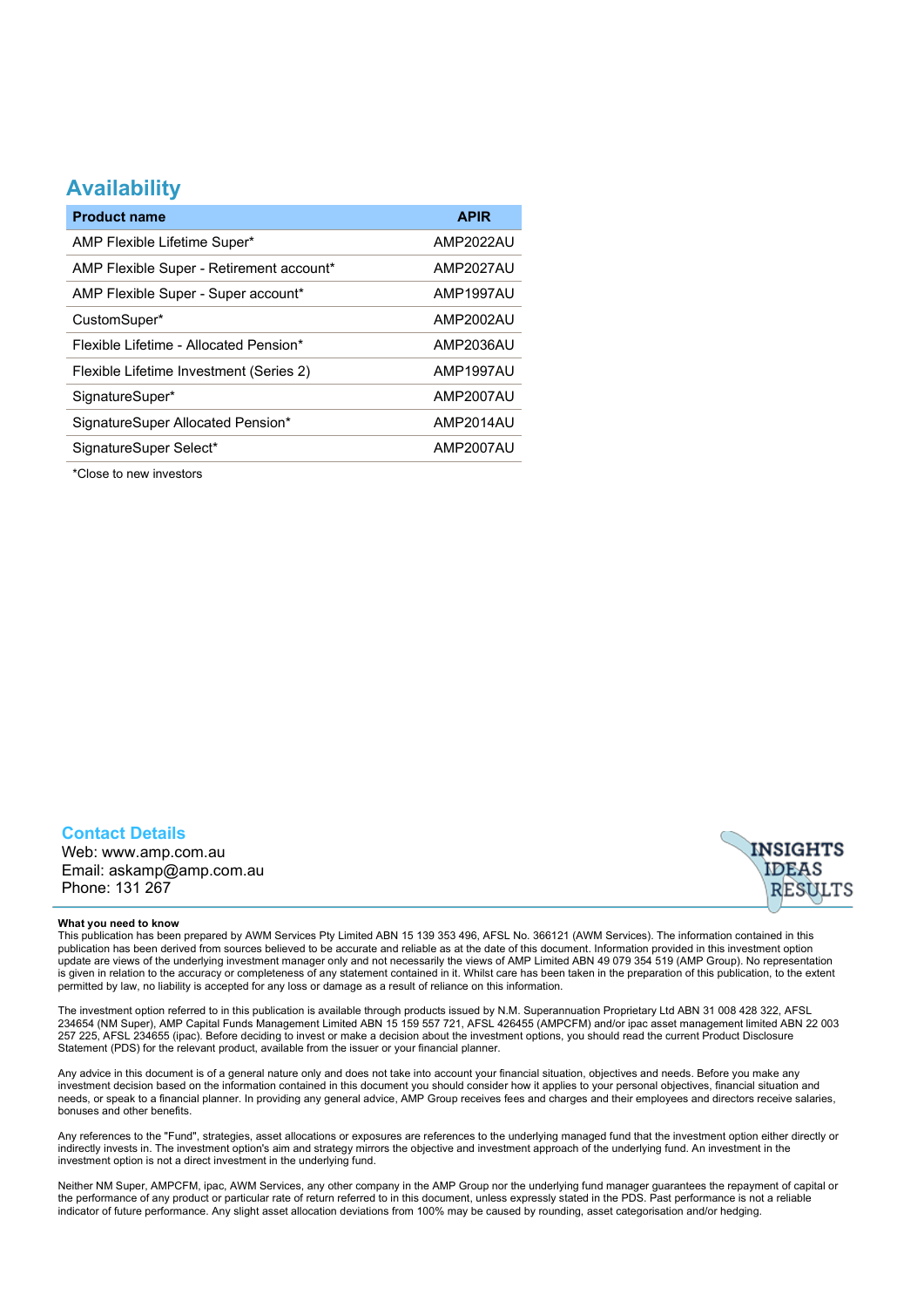## Availability

| Product name | APIR |
|---|---|
| AMP Flexible Lifetime Super* | AMP2022AU |
| AMP Flexible Super - Retirement account* | AMP2027AU |
| AMP Flexible Super - Super account* | AMP1997AU |
| CustomSuper* | AMP2002AU |
| Flexible Lifetime - Allocated Pension* | AMP2036AU |
| Flexible Lifetime Investment (Series 2) | AMP1997AU |
| SignatureSuper* | AMP2007AU |
| SignatureSuper Allocated Pension* | AMP2014AU |
| SignatureSuper Select* | AMP2007AU |

*Close to new investors

### Contact Details

Web: www.amp.com.au
Email: askamp@amp.com.au
Phone: 131 267

INSIGHTS
IDEAS
RESULTS

**What you need to know**

This publication has been prepared by AWM Services Pty Limited ABN 15 139 353 496, AFSL No. 366121 (AWM Services). The information contained in this publication has been derived from sources believed to be accurate and reliable as at the date of this document. Information provided in this investment option update are views of the underlying investment manager only and not necessarily the views of AMP Limited ABN 49 079 354 519 (AMP Group). No representation is given in relation to the accuracy or completeness of any statement contained in it. Whilst care has been taken in the preparation of this publication, to the extent permitted by law, no liability is accepted for any loss or damage as a result of reliance on this information.

The investment option referred to in this publication is available through products issued by N.M. Superannuation Proprietary Ltd ABN 31 008 428 322, AFSL 234654 (NM Super), AMP Capital Funds Management Limited ABN 15 159 557 721, AFSL 426455 (AMPCFM) and/or ipac asset management limited ABN 22 003 257 225, AFSL 234655 (ipac). Before deciding to invest or make a decision about the investment options, you should read the current Product Disclosure Statement (PDS) for the relevant product, available from the issuer or your financial planner.

Any advice in this document is of a general nature only and does not take into account your financial situation, objectives and needs. Before you make any investment decision based on the information contained in this document you should consider how it applies to your personal objectives, financial situation and needs, or speak to a financial planner. In providing any general advice, AMP Group receives fees and charges and their employees and directors receive salaries, bonuses and other benefits.

Any references to the "Fund", strategies, asset allocations or exposures are references to the underlying managed fund that the investment option either directly or indirectly invests in. The investment option's aim and strategy mirrors the objective and investment approach of the underlying fund. An investment in the investment option is not a direct investment in the underlying fund.

Neither NM Super, AMPCFM, ipac, AWM Services, any other company in the AMP Group nor the underlying fund manager guarantees the repayment of capital or the performance of any product or particular rate of return referred to in this document, unless expressly stated in the PDS. Past performance is not a reliable indicator of future performance. Any slight asset allocation deviations from 100% may be caused by rounding, asset categorisation and/or hedging.